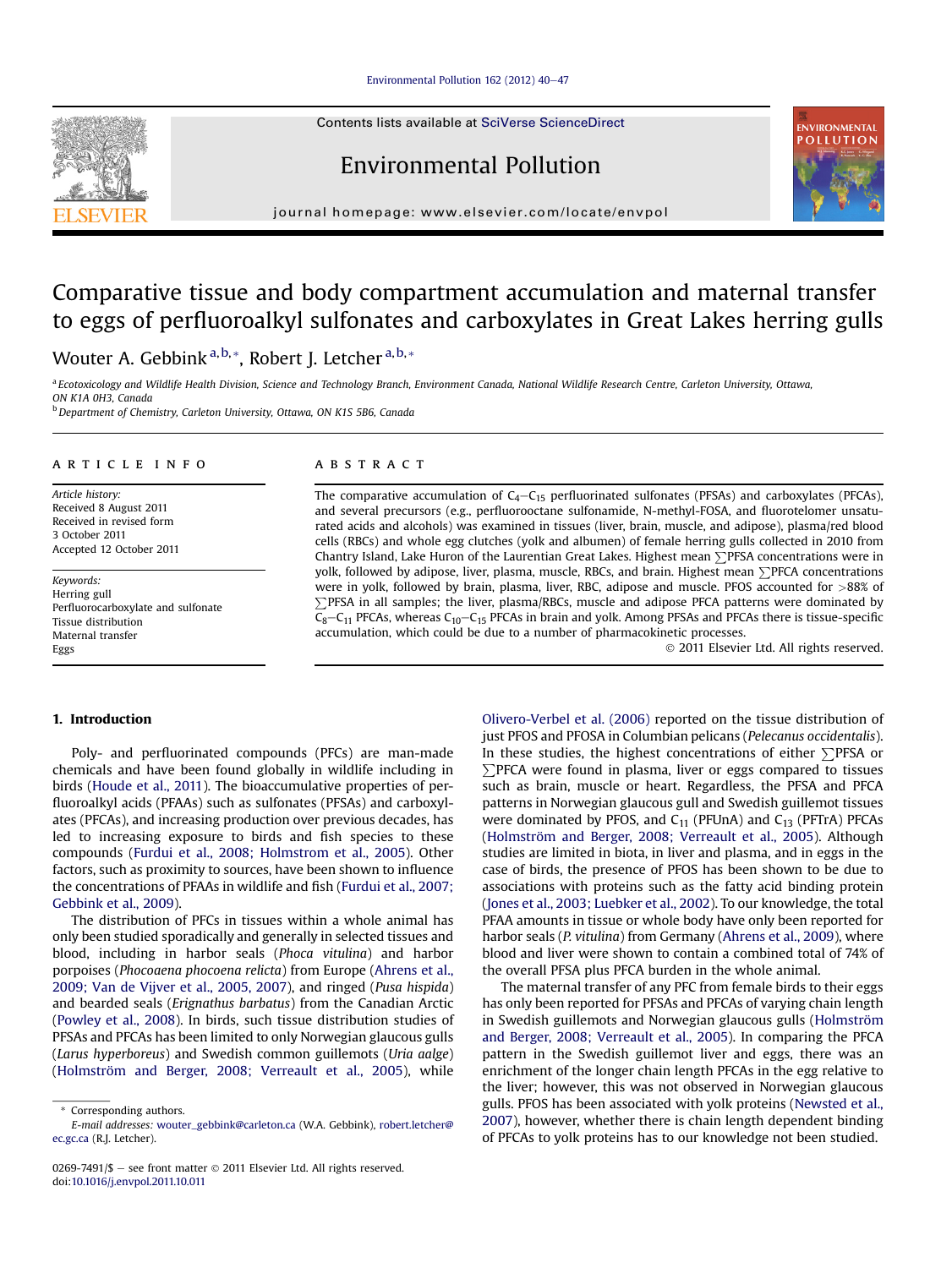# Comparative tissue and body compartment accumulation and maternal transfer to eggs of perfluoroalkyl sulfonates and carboxylates in Great Lakes herring gulls

Wouter A. Gebbink [a,b,*], Robert J. Letcher [a,b,*]

[a] Ecotoxicology and Wildlife Health Division, Science and Technology Branch, Environment Canada, National Wildlife Research Centre, Carleton University, Ottawa, ON K1A 0H3, Canada

[b] Department of Chemistry, Carleton University, Ottawa, ON K1S 5B6, Canada

**ARTICLE INFO**

*Article history:*
Received 8 August 2011
Received in revised form
3 October 2011
Accepted 12 October 2011

*Keywords:*
Herring gull
Perfluorocarboxylate and sulfonate
Tissue distribution
Maternal transfer
Eggs

**ABSTRACT**

The comparative accumulation of $C_4$–$C_{15}$ perfluorinated sulfonates (PFSAs) and carboxylates (PFCAs), and several precursors (e.g., perfluorooctane sulfonamide, N-methyl-FOSA, and fluorotelomer unsaturated acids and alcohols) was examined in tissues (liver, brain, muscle, and adipose), plasma/red blood cells (RBCs) and whole egg clutches (yolk and albumen) of female herring gulls collected in 2010 from Chantry Island, Lake Huron of the Laurentian Great Lakes. Highest mean ∑PFSA concentrations were in yolk, followed by adipose, liver, plasma, muscle, RBCs, and brain. Highest mean ∑PFCA concentrations were in yolk, followed by brain, plasma, liver, RBC, adipose and muscle. PFOS accounted for >88% of ∑PFSA in all samples; the liver, plasma/RBCs, muscle and adipose PFCA patterns were dominated by $C_8$–$C_{11}$ PFCAs, whereas $C_{10}$–$C_{15}$ PFCAs in brain and yolk. Among PFSAs and PFCAs there is tissue-specific accumulation, which could be due to a number of pharmacokinetic processes.

© 2011 Elsevier Ltd. All rights reserved.

## 1. Introduction

Poly- and perfluorinated compounds (PFCs) are man-made chemicals and have been found globally in wildlife including in birds (Houde et al., 2011). The bioaccumulative properties of perfluoroalkyl acids (PFAAs) such as sulfonates (PFSAs) and carboxylates (PFCAs), and increasing production over previous decades, has led to increasing exposure to birds and fish species to these compounds (Furdui et al., 2008; Holmstrom et al., 2005). Other factors, such as proximity to sources, have been shown to influence the concentrations of PFAAs in wildlife and fish (Furdui et al., 2007; Gebbink et al., 2009).

The distribution of PFCs in tissues within a whole animal has only been studied sporadically and generally in selected tissues and blood, including in harbor seals (*Phoca vitulina*) and harbor porpoises (*Phocoaena phocoena relicta*) from Europe (Ahrens et al., 2009; Van de Vijver et al., 2005, 2007), and ringed (*Pusa hispida*) and bearded seals (*Erignathus barbatus*) from the Canadian Arctic (Powley et al., 2008). In birds, such tissue distribution studies of PFSAs and PFCAs has been limited to only Norwegian glaucous gulls (*Larus hyperboreus*) and Swedish common guillemots (*Uria aalge*) (Holmström and Berger, 2008; Verreault et al., 2005), while Olivero-Verbel et al. (2006) reported on the tissue distribution of just PFOS and PFOSA in Columbian pelicans (*Pelecanus occidentalis*). In these studies, the highest concentrations of either ∑PFSA or ∑PFCA were found in plasma, liver or eggs compared to tissues such as brain, muscle or heart. Regardless, the PFSA and PFCA patterns in Norwegian glaucous gull and Swedish guillemot tissues were dominated by PFOS, and $C_{11}$ (PFUnA) and $C_{13}$ (PFTrA) PFCAs (Holmström and Berger, 2008; Verreault et al., 2005). Although studies are limited in biota, in liver and plasma, and in eggs in the case of birds, the presence of PFOS has been shown to be due to associations with proteins such as the fatty acid binding protein (Jones et al., 2003; Luebker et al., 2002). To our knowledge, the total PFAA amounts in tissue or whole body have only been reported for harbor seals (*P. vitulina*) from Germany (Ahrens et al., 2009), where blood and liver were shown to contain a combined total of 74% of the overall PFSA plus PFCA burden in the whole animal.

The maternal transfer of any PFC from female birds to their eggs has only been reported for PFSAs and PFCAs of varying chain length in Swedish guillemots and Norwegian glaucous gulls (Holmström and Berger, 2008; Verreault et al., 2005). In comparing the PFCA pattern in the Swedish guillemot liver and eggs, there was an enrichment of the longer chain length PFCAs in the egg relative to the liver; however, this was not observed in Norwegian glaucous gulls. PFOS has been associated with yolk proteins (Newsted et al., 2007), however, whether there is chain length dependent binding of PFCAs to yolk proteins has to our knowledge not been studied.

\* Corresponding authors.
E-mail addresses: wouter_gebbink@carleton.ca (W.A. Gebbink), robert.letcher@ec.gc.ca (R.J. Letcher).

0269-7491/$ – see front matter © 2011 Elsevier Ltd. All rights reserved.
doi:10.1016/j.envpol.2011.10.011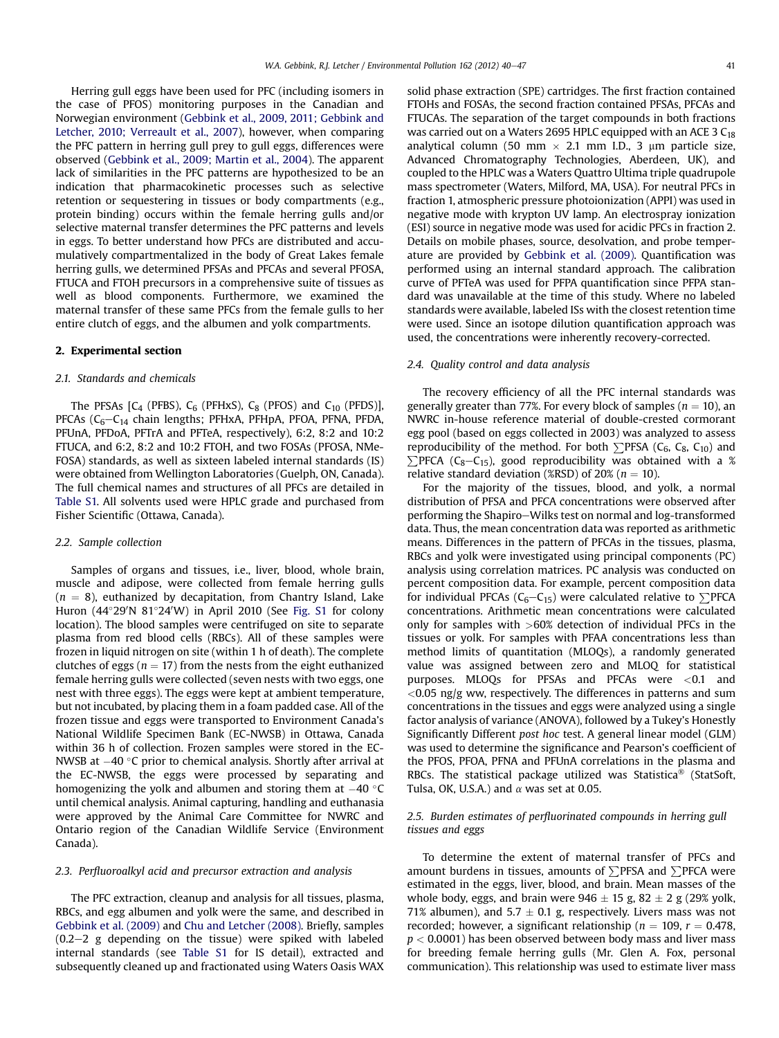Herring gull eggs have been used for PFC (including isomers in the case of PFOS) monitoring purposes in the Canadian and Norwegian environment (Gebbink et al., 2009, 2011; Gebbink and Letcher, 2010; Verreault et al., 2007), however, when comparing the PFC pattern in herring gull prey to gull eggs, differences were observed (Gebbink et al., 2009; Martin et al., 2004). The apparent lack of similarities in the PFC patterns are hypothesized to be an indication that pharmacokinetic processes such as selective retention or sequestering in tissues or body compartments (e.g., protein binding) occurs within the female herring gulls and/or selective maternal transfer determines the PFC patterns and levels in eggs. To better understand how PFCs are distributed and accumulatively compartmentalized in the body of Great Lakes female herring gulls, we determined PFSAs and PFCAs and several PFOSA, FTUCA and FTOH precursors in a comprehensive suite of tissues as well as blood components. Furthermore, we examined the maternal transfer of these same PFCs from the female gulls to her entire clutch of eggs, and the albumen and yolk compartments.

## 2. Experimental section

### 2.1. Standards and chemicals

The PFSAs [$C_4$ (PFBS), $C_6$ (PFHxS), $C_8$ (PFOS) and $C_{10}$ (PFDS)], PFCAs ($C_6$–$C_{14}$ chain lengths; PFHxA, PFHpA, PFOA, PFNA, PFDA, PFUnA, PFDoA, PFTrA and PFTeA, respectively), 6:2, 8:2 and 10:2 FTUCA, and 6:2, 8:2 and 10:2 FTOH, and two FOSAs (PFOSA, NMe-FOSA) standards, as well as sixteen labeled internal standards (IS) were obtained from Wellington Laboratories (Guelph, ON, Canada). The full chemical names and structures of all PFCs are detailed in Table S1. All solvents used were HPLC grade and purchased from Fisher Scientific (Ottawa, Canada).

### 2.2. Sample collection

Samples of organs and tissues, i.e., liver, blood, whole brain, muscle and adipose, were collected from female herring gulls ($n = 8$), euthanized by decapitation, from Chantry Island, Lake Huron (44°29′N 81°24′W) in April 2010 (See Fig. S1 for colony location). The blood samples were centrifuged on site to separate plasma from red blood cells (RBCs). All of these samples were frozen in liquid nitrogen on site (within 1 h of death). The complete clutches of eggs ($n = 17$) from the nests from the eight euthanized female herring gulls were collected (seven nests with two eggs, one nest with three eggs). The eggs were kept at ambient temperature, but not incubated, by placing them in a foam padded case. All of the frozen tissue and eggs were transported to Environment Canada's National Wildlife Specimen Bank (EC-NWSB) in Ottawa, Canada within 36 h of collection. Frozen samples were stored in the EC-NWSB at −40 °C prior to chemical analysis. Shortly after arrival at the EC-NWSB, the eggs were processed by separating and homogenizing the yolk and albumen and storing them at −40 °C until chemical analysis. Animal capturing, handling and euthanasia were approved by the Animal Care Committee for NWRC and Ontario region of the Canadian Wildlife Service (Environment Canada).

### 2.3. Perfluoroalkyl acid and precursor extraction and analysis

The PFC extraction, cleanup and analysis for all tissues, plasma, RBCs, and egg albumen and yolk were the same, and described in Gebbink et al. (2009) and Chu and Letcher (2008). Briefly, samples (0.2–2 g depending on the tissue) were spiked with labeled internal standards (see Table S1 for IS detail), extracted and subsequently cleaned up and fractionated using Waters Oasis WAX solid phase extraction (SPE) cartridges. The first fraction contained FTOHs and FOSAs, the second fraction contained PFSAs, PFCAs and FTUCAs. The separation of the target compounds in both fractions was carried out on a Waters 2695 HPLC equipped with an ACE 3 $C_{18}$ analytical column (50 mm × 2.1 mm I.D., 3 μm particle size, Advanced Chromatography Technologies, Aberdeen, UK), and coupled to the HPLC was a Waters Quattro Ultima triple quadrupole mass spectrometer (Waters, Milford, MA, USA). For neutral PFCs in fraction 1, atmospheric pressure photoionization (APPI) was used in negative mode with krypton UV lamp. An electrospray ionization (ESI) source in negative mode was used for acidic PFCs in fraction 2. Details on mobile phases, source, desolvation, and probe temperature are provided by Gebbink et al. (2009). Quantification was performed using an internal standard approach. The calibration curve of PFTeA was used for PFPA quantification since PFPA standard was unavailable at the time of this study. Where no labeled standards were available, labeled ISs with the closest retention time were used. Since an isotope dilution quantification approach was used, the concentrations were inherently recovery-corrected.

### 2.4. Quality control and data analysis

The recovery efficiency of all the PFC internal standards was generally greater than 77%. For every block of samples ($n = 10$), an NWRC in-house reference material of double-crested cormorant egg pool (based on eggs collected in 2003) was analyzed to assess reproducibility of the method. For both $\sum$PFSA ($C_6$, $C_8$, $C_{10}$) and $\sum$PFCA ($C_8$–$C_{15}$), good reproducibility was obtained with a % relative standard deviation (%RSD) of 20% ($n = 10$).

For the majority of the tissues, blood, and yolk, a normal distribution of PFSA and PFCA concentrations were observed after performing the Shapiro–Wilks test on normal and log-transformed data. Thus, the mean concentration data was reported as arithmetic means. Differences in the pattern of PFCAs in the tissues, plasma, RBCs and yolk were investigated using principal components (PC) analysis using correlation matrices. PC analysis was conducted on percent composition data. For example, percent composition data for individual PFCAs ($C_6$–$C_{15}$) were calculated relative to $\sum$PFCA concentrations. Arithmetic mean concentrations were calculated only for samples with >60% detection of individual PFCs in the tissues or yolk. For samples with PFAA concentrations less than method limits of quantitation (MLOQs), a randomly generated value was assigned between zero and MLOQ for statistical purposes. MLOQs for PFSAs and PFCAs were <0.1 and <0.05 ng/g ww, respectively. The differences in patterns and sum concentrations in the tissues and eggs were analyzed using a single factor analysis of variance (ANOVA), followed by a Tukey's Honestly Significantly Different *post hoc* test. A general linear model (GLM) was used to determine the significance and Pearson's coefficient of the PFOS, PFOA, PFNA and PFUnA correlations in the plasma and RBCs. The statistical package utilized was Statistica® (StatSoft, Tulsa, OK, U.S.A.) and $\alpha$ was set at 0.05.

### 2.5. Burden estimates of perfluorinated compounds in herring gull tissues and eggs

To determine the extent of maternal transfer of PFCs and amount burdens in tissues, amounts of $\sum$PFSA and $\sum$PFCA were estimated in the eggs, liver, blood, and brain. Mean masses of the whole body, eggs, and brain were 946 ± 15 g, 82 ± 2 g (29% yolk, 71% albumen), and 5.7 ± 0.1 g, respectively. Livers mass was not recorded; however, a significant relationship ($n = 109$, $r = 0.478$, $p < 0.0001$) has been observed between body mass and liver mass for breeding female herring gulls (Mr. Glen A. Fox, personal communication). This relationship was used to estimate liver mass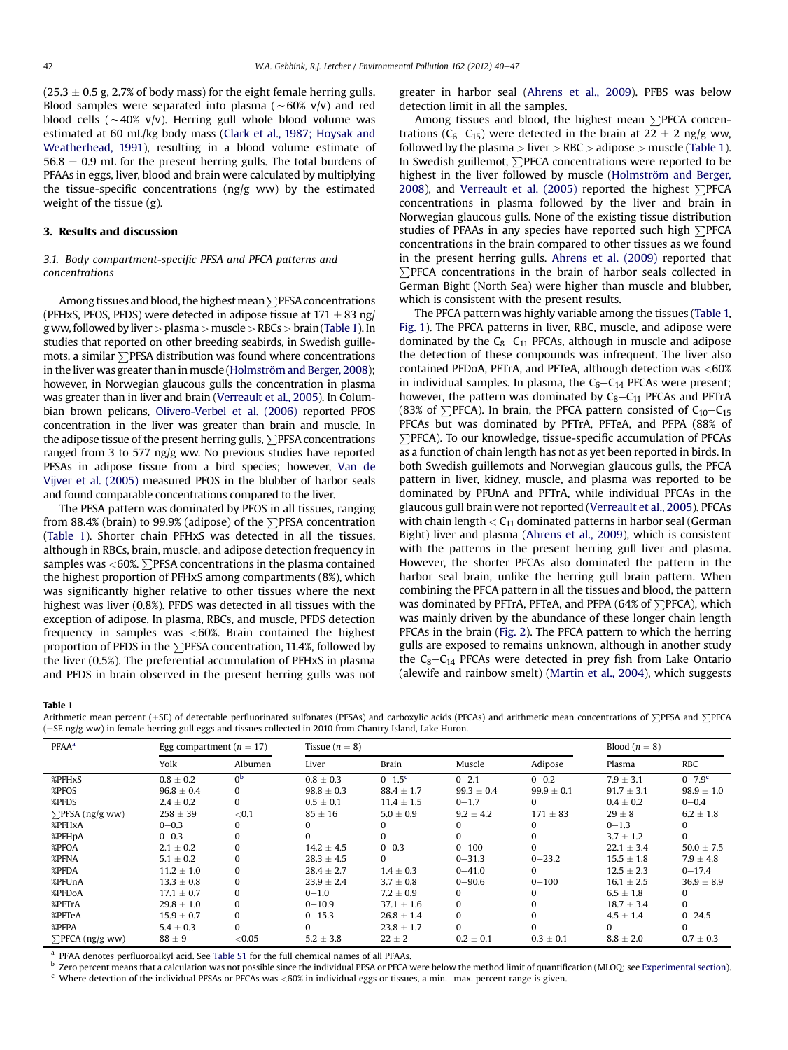(25.3 ± 0.5 g, 2.7% of body mass) for the eight female herring gulls. Blood samples were separated into plasma (~60% v/v) and red blood cells (~40% v/v). Herring gull whole blood volume was estimated at 60 mL/kg body mass (Clark et al., 1987; Hoysak and Weatherhead, 1991), resulting in a blood volume estimate of 56.8 ± 0.9 mL for the present herring gulls. The total burdens of PFAAs in eggs, liver, blood and brain were calculated by multiplying the tissue-specific concentrations (ng/g ww) by the estimated weight of the tissue (g).

## 3. Results and discussion

### 3.1. Body compartment-specific PFSA and PFCA patterns and concentrations

Among tissues and blood, the highest mean ∑PFSA concentrations (PFHxS, PFOS, PFDS) were detected in adipose tissue at 171 ± 83 ng/g ww, followed by liver > plasma > muscle > RBCs > brain (Table 1). In studies that reported on other breeding seabirds, in Swedish guillemots, a similar ∑PFSA distribution was found where concentrations in the liver was greater than in muscle (Holmström and Berger, 2008); however, in Norwegian glaucous gulls the concentration in plasma was greater than in liver and brain (Verreault et al., 2005). In Columbian brown pelicans, Olivero-Verbel et al. (2006) reported PFOS concentration in the liver was greater than brain and muscle. In the adipose tissue of the present herring gulls, ∑PFSA concentrations ranged from 3 to 577 ng/g ww. No previous studies have reported PFSAs in adipose tissue from a bird species; however, Van de Vijver et al. (2005) measured PFOS in the blubber of harbor seals and found comparable concentrations compared to the liver.

The PFSA pattern was dominated by PFOS in all tissues, ranging from 88.4% (brain) to 99.9% (adipose) of the ∑PFSA concentration (Table 1). Shorter chain PFHxS was detected in all the tissues, although in RBCs, brain, muscle, and adipose detection frequency in samples was <60%. ∑PFSA concentrations in the plasma contained the highest proportion of PFHxS among compartments (8%), which was significantly higher relative to other tissues where the next highest was liver (0.8%). PFDS was detected in all tissues with the exception of adipose. In plasma, RBCs, and muscle, PFDS detection frequency in samples was <60%. Brain contained the highest proportion of PFDS in the ∑PFSA concentration, 11.4%, followed by the liver (0.5%). The preferential accumulation of PFHxS in plasma and PFDS in brain observed in the present herring gulls was not greater in harbor seal (Ahrens et al., 2009). PFBS was below detection limit in all the samples.

Among tissues and blood, the highest mean ∑PFCA concentrations ($C_6$–$C_{15}$) were detected in the brain at 22 ± 2 ng/g ww, followed by the plasma > liver > RBC > adipose > muscle (Table 1). In Swedish guillemot, ∑PFCA concentrations were reported to be highest in the liver followed by muscle (Holmström and Berger, 2008), and Verreault et al. (2005) reported the highest ∑PFCA concentrations in plasma followed by the liver and brain in Norwegian glaucous gulls. None of the existing tissue distribution studies of PFAAs in any species have reported such high ∑PFCA concentrations in the brain compared to other tissues as we found in the present herring gulls. Ahrens et al. (2009) reported that ∑PFCA concentrations in the brain of harbor seals collected in German Bight (North Sea) were higher than muscle and blubber, which is consistent with the present results.

The PFCA pattern was highly variable among the tissues (Table 1, Fig. 1). The PFCA patterns in liver, RBC, muscle, and adipose were dominated by the $C_8$–$C_{11}$ PFCAs, although in muscle and adipose the detection of these compounds was infrequent. The liver also contained PFDoA, PFTrA, and PFTeA, although detection was <60% in individual samples. In plasma, the $C_6$–$C_{14}$ PFCAs were present; however, the pattern was dominated by $C_8$–$C_{11}$ PFCAs and PFTrA (83% of ∑PFCA). In brain, the PFCA pattern consisted of $C_{10}$–$C_{15}$ PFCAs but was dominated by PFTrA, PFTeA, and PFPA (88% of ∑PFCA). To our knowledge, tissue-specific accumulation of PFCAs as a function of chain length has not as yet been reported in birds. In both Swedish guillemots and Norwegian glaucous gulls, the PFCA pattern in liver, kidney, muscle, and plasma was reported to be dominated by PFUnA and PFTrA, while individual PFCAs in the glaucous gull brain were not reported (Verreault et al., 2005). PFCAs with chain length < $C_{11}$ dominated patterns in harbor seal (German Bight) liver and plasma (Ahrens et al., 2009), which is consistent with the patterns in the present herring gull liver and plasma. However, the shorter PFCAs also dominated the pattern in the harbor seal brain, unlike the herring gull brain pattern. When combining the PFCA pattern in all the tissues and blood, the pattern was dominated by PFTrA, PFTeA, and PFPA (64% of ∑PFCA), which was mainly driven by the abundance of these longer chain length PFCAs in the brain (Fig. 2). The PFCA pattern to which the herring gulls are exposed to remains unknown, although in another study the $C_8$–$C_{14}$ PFCAs were detected in prey fish from Lake Ontario (alewife and rainbow smelt) (Martin et al., 2004), which suggests

**Table 1**
Arithmetic mean percent (±SE) of detectable perfluorinated sulfonates (PFSAs) and carboxylic acids (PFCAs) and arithmetic mean concentrations of ∑PFSA and ∑PFCA (±SE ng/g ww) in female herring gull eggs and tissues collected in 2010 from Chantry Island, Lake Huron.

| PFAA[a] | Egg compartment (n = 17) | | Tissue (n = 8) | | | | Blood (n = 8) | |
|---|---|---|---|---|---|---|---|---|
| | Yolk | Albumen | Liver | Brain | Muscle | Adipose | Plasma | RBC |
| %PFHxS | 0.8 ± 0.2 | 0[b] | 0.8 ± 0.3 | 0–1.5[c] | 0–2.1 | 0–0.2 | 7.9 ± 3.1 | 0–7.9[c] |
| %PFOS | 96.8 ± 0.4 | 0 | 98.8 ± 0.3 | 88.4 ± 1.7 | 99.3 ± 0.4 | 99.9 ± 0.1 | 91.7 ± 3.1 | 98.9 ± 1.0 |
| %PFDS | 2.4 ± 0.2 | 0 | 0.5 ± 0.1 | 11.4 ± 1.5 | 0–1.7 | 0 | 0.4 ± 0.2 | 0–0.4 |
| ∑PFSA (ng/g ww) | 258 ± 39 | <0.1 | 85 ± 16 | 5.0 ± 0.9 | 9.2 ± 4.2 | 171 ± 83 | 29 ± 8 | 6.2 ± 1.8 |
| %PFHxA | 0–0.3 | 0 | 0 | 0 | 0 | 0 | 0–1.3 | 0 |
| %PFHpA | 0–0.3 | 0 | 0 | 0 | 0 | 0 | 3.7 ± 1.2 | 0 |
| %PFOA | 2.1 ± 0.2 | 0 | 14.2 ± 4.5 | 0–0.3 | 0–100 | 0 | 22.1 ± 3.4 | 50.0 ± 7.5 |
| %PFNA | 5.1 ± 0.2 | 0 | 28.3 ± 4.5 | 0 | 0–31.3 | 0–23.2 | 15.5 ± 1.8 | 7.9 ± 4.8 |
| %PFDA | 11.2 ± 1.0 | 0 | 28.4 ± 2.7 | 1.4 ± 0.3 | 0–41.0 | 0 | 12.5 ± 2.3 | 0–17.4 |
| %PFUnA | 13.3 ± 0.8 | 0 | 23.9 ± 2.4 | 3.7 ± 0.8 | 0–90.6 | 0–100 | 16.1 ± 2.5 | 36.9 ± 8.9 |
| %PFDoA | 17.1 ± 0.7 | 0 | 0–1.0 | 7.2 ± 0.9 | 0 | 0 | 6.5 ± 1.8 | 0 |
| %PFTrA | 29.8 ± 1.0 | 0 | 0–10.9 | 37.1 ± 1.6 | 0 | 0 | 18.7 ± 3.4 | 0 |
| %PFTeA | 15.9 ± 0.7 | 0 | 0–15.3 | 26.8 ± 1.4 | 0 | 0 | 4.5 ± 1.4 | 0–24.5 |
| %PFPA | 5.4 ± 0.3 | 0 | 0 | 23.8 ± 1.7 | 0 | 0 | 0 | 0 |
| ∑PFCA (ng/g ww) | 88 ± 9 | <0.05 | 5.2 ± 3.8 | 22 ± 2 | 0.2 ± 0.1 | 0.3 ± 0.1 | 8.8 ± 2.0 | 0.7 ± 0.3 |

[a] PFAA denotes perfluoroalkyl acid. See Table S1 for the full chemical names of all PFAAs.
[b] Zero percent means that a calculation was not possible since the individual PFSA or PFCA were below the method limit of quantification (MLOQ; see Experimental section).
[c] Where detection of the individual PFSAs or PFCAs was <60% in individual eggs or tissues, a min.–max. percent range is given.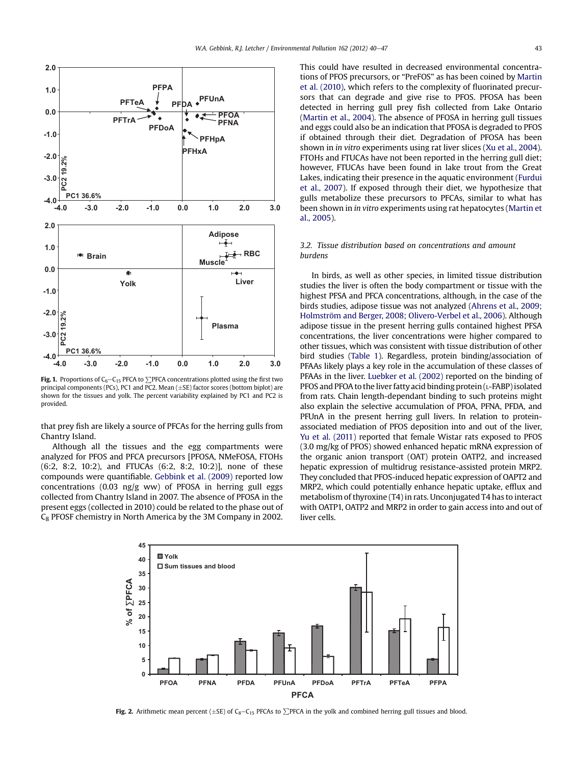Fig. 1. Proportions of $C_6$–$C_{15}$ PFCA to ∑PFCA concentrations plotted using the first two principal components (PCs), PC1 and PC2. Mean (±SE) factor scores (bottom biplot) are shown for the tissues and yolk. The percent variability explained by PC1 and PC2 is provided.

that prey fish are likely a source of PFCAs for the herring gulls from Chantry Island.

Although all the tissues and the egg compartments were analyzed for PFOS and PFCA precursors [PFOSA, NMeFOSA, FTOHs (6:2, 8:2, 10:2), and FTUCAs (6:2, 8:2, 10:2)], none of these compounds were quantifiable. Gebbink et al. (2009) reported low concentrations (0.03 ng/g ww) of PFOSA in herring gull eggs collected from Chantry Island in 2007. The absence of PFOSA in the present eggs (collected in 2010) could be related to the phase out of $C_8$ PFOSF chemistry in North America by the 3M Company in 2002. This could have resulted in decreased environmental concentrations of PFOS precursors, or "PreFOS" as has been coined by Martin et al. (2010), which refers to the complexity of fluorinated precursors that can degrade and give rise to PFOS. PFOSA has been detected in herring gull prey fish collected from Lake Ontario (Martin et al., 2004). The absence of PFOSA in herring gull tissues and eggs could also be an indication that PFOSA is degraded to PFOS if obtained through their diet. Degradation of PFOSA has been shown in *in vitro* experiments using rat liver slices (Xu et al., 2004). FTOHs and FTUCAs have not been reported in the herring gull diet; however, FTUCAs have been found in lake trout from the Great Lakes, indicating their presence in the aquatic environment (Furdui et al., 2007). If exposed through their diet, we hypothesize that gulls metabolize these precursors to PFCAs, similar to what has been shown in *in vitro* experiments using rat hepatocytes (Martin et al., 2005).

### *3.2. Tissue distribution based on concentrations and amount burdens*

In birds, as well as other species, in limited tissue distribution studies the liver is often the body compartment or tissue with the highest PFSA and PFCA concentrations, although, in the case of the birds studies, adipose tissue was not analyzed (Ahrens et al., 2009; Holmström and Berger, 2008; Olivero-Verbel et al., 2006). Although adipose tissue in the present herring gulls contained highest PFSA concentrations, the liver concentrations were higher compared to other tissues, which was consistent with tissue distribution of other bird studies (Table 1). Regardless, protein binding/association of PFAAs likely plays a key role in the accumulation of these classes of PFAAs in the liver. Luebker et al. (2002) reported on the binding of PFOS and PFOA to the liver fatty acid binding protein (L-FABP) isolated from rats. Chain length-dependant binding to such proteins might also explain the selective accumulation of PFOA, PFNA, PFDA, and PFUnA in the present herring gull livers. In relation to protein-associated mediation of PFOS deposition into and out of the liver, Yu et al. (2011) reported that female Wistar rats exposed to PFOS (3.0 mg/kg of PFOS) showed enhanced hepatic mRNA expression of the organic anion transport (OAT) protein OATP2, and increased hepatic expression of multidrug resistance-assisted protein MRP2. They concluded that PFOS-induced hepatic expression of OAPT2 and MRP2, which could potentially enhance hepatic uptake, efflux and metabolism of thyroxine (T4) in rats. Unconjugated T4 has to interact with OATP1, OATP2 and MRP2 in order to gain access into and out of liver cells.

Fig. 2. Arithmetic mean percent (±SE) of $C_8$–$C_{15}$ PFCAs to ∑PFCA in the yolk and combined herring gull tissues and blood.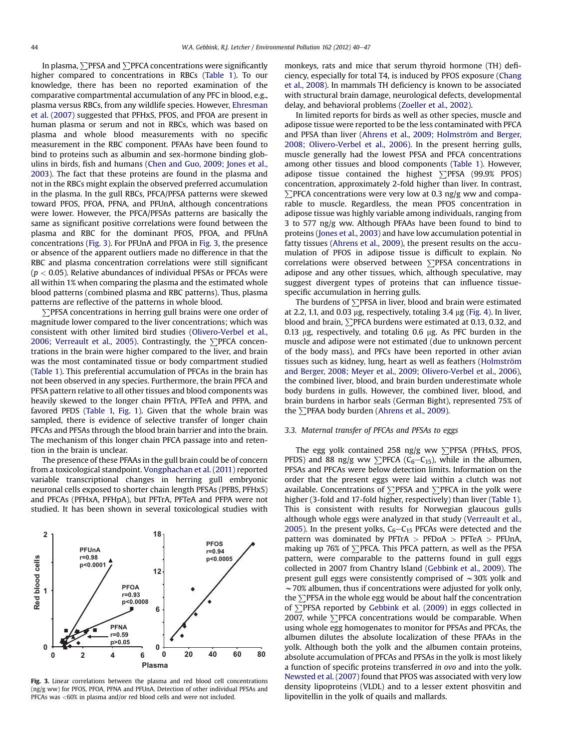In plasma, ∑PFSA and ∑PFCA concentrations were significantly higher compared to concentrations in RBCs (Table 1). To our knowledge, there has been no reported examination of the comparative compartmental accumulation of any PFC in blood, e.g., plasma versus RBCs, from any wildlife species. However, Ehresman et al. (2007) suggested that PFHxS, PFOS, and PFOA are present in human plasma or serum and not in RBCs, which was based on plasma and whole blood measurements with no specific measurement in the RBC component. PFAAs have been found to bind to proteins such as albumin and sex-hormone binding globulins in birds, fish and humans (Chen and Guo, 2009; Jones et al., 2003). The fact that these proteins are found in the plasma and not in the RBCs might explain the observed preferred accumulation in the plasma. In the gull RBCs, PFCA/PFSA patterns were skewed toward PFOS, PFOA, PFNA, and PFUnA, although concentrations were lower. However, the PFCA/PFSAs patterns are basically the same as significant positive correlations were found between the plasma and RBC for the dominant PFOS, PFOA, and PFUnA concentrations (Fig. 3). For PFUnA and PFOA in Fig. 3, the presence or absence of the apparent outliers made no difference in that the RBC and plasma concentration correlations were still significant ($p < 0.05$). Relative abundances of individual PFSAs or PFCAs were all within 1% when comparing the plasma and the estimated whole blood patterns (combined plasma and RBC patterns). Thus, plasma patterns are reflective of the patterns in whole blood.

∑PFSA concentrations in herring gull brains were one order of magnitude lower compared to the liver concentrations; which was consistent with other limited bird studies (Olivero-Verbel et al., 2006; Verreault et al., 2005). Contrastingly, the ∑PFCA concentrations in the brain were higher compared to the liver, and brain was the most contaminated tissue or body compartment studied (Table 1). This preferential accumulation of PFCAs in the brain has not been observed in any species. Furthermore, the brain PFCA and PFSA pattern relative to all other tissues and blood components was heavily skewed to the longer chain PFTrA, PFTeA and PFPA, and favored PFDS (Table 1, Fig. 1). Given that the whole brain was sampled, there is evidence of selective transfer of longer chain PFCAs and PFSAs through the blood brain barrier and into the brain. The mechanism of this longer chain PFCA passage into and retention in the brain is unclear.

The presence of these PFAAs in the gull brain could be of concern from a toxicological standpoint. Vongphachan et al. (2011) reported variable transcriptional changes in herring gull embryonic neuronal cells exposed to shorter chain length PFSAs (PFBS, PFHxS) and PFCAs (PFHxA, PFHpA), but PFTrA, PFTeA and PFPA were not studied. It has been shown in several toxicological studies with monkeys, rats and mice that serum thyroid hormone (TH) deficiency, especially for total T4, is induced by PFOS exposure (Chang et al., 2008). In mammals TH deficiency is known to be associated with structural brain damage, neurological defects, developmental delay, and behavioral problems (Zoeller et al., 2002).

**Fig. 3.** Linear correlations between the plasma and red blood cell concentrations (ng/g ww) for PFOS, PFOA, PFNA and PFUnA. Detection of other individual PFSAs and PFCAs was <60% in plasma and/or red blood cells and were not included.

In limited reports for birds as well as other species, muscle and adipose tissue were reported to be the less contaminated with PFCA and PFSA than liver (Ahrens et al., 2009; Holmström and Berger, 2008; Olivero-Verbel et al., 2006). In the present herring gulls, muscle generally had the lowest PFSA and PFCA concentrations among other tissues and blood components (Table 1). However, adipose tissue contained the highest ∑PFSA (99.9% PFOS) concentration, approximately 2-fold higher than liver. In contrast, ∑PFCA concentrations were very low at 0.3 ng/g ww and comparable to muscle. Regardless, the mean PFOS concentration in adipose tissue was highly variable among individuals, ranging from 3 to 577 ng/g ww. Although PFAAs have been found to bind to proteins (Jones et al., 2003) and have low accumulation potential in fatty tissues (Ahrens et al., 2009), the present results on the accumulation of PFOS in adipose tissue is difficult to explain. No correlations were observed between ∑PFSA concentrations in adipose and any other tissues, which, although speculative, may suggest divergent types of proteins that can influence tissue-specific accumulation in herring gulls.

The burdens of ∑PFSA in liver, blood and brain were estimated at 2.2, 1.1, and 0.03 μg, respectively, totaling 3.4 μg (Fig. 4). In liver, blood and brain, ∑PFCA burdens were estimated at 0.13, 0.32, and 0.13 μg, respectively, and totaling 0.6 μg. As PFC burden in the muscle and adipose were not estimated (due to unknown percent of the body mass), and PFCs have been reported in other avian tissues such as kidney, lung, heart as well as feathers (Holmström and Berger, 2008; Meyer et al., 2009; Olivero-Verbel et al., 2006), the combined liver, blood, and brain burden underestimate whole body burdens in gulls. However, the combined liver, blood, and brain burdens in harbor seals (German Bight), represented 75% of the ∑PFAA body burden (Ahrens et al., 2009).

### 3.3. Maternal transfer of PFCAs and PFSAs to eggs

The egg yolk contained 258 ng/g ww ∑PFSA (PFHxS, PFOS, PFDS) and 88 ng/g ww ∑PFCA ($C_6$–$C_{15}$), while in the albumen, PFSAs and PFCAs were below detection limits. Information on the order that the present eggs were laid within a clutch was not available. Concentrations of ∑PFSA and ∑PFCA in the yolk were higher (3-fold and 17-fold higher, respectively) than liver (Table 1). This is consistent with results for Norwegian glaucous gulls although whole eggs were analyzed in that study (Verreault et al., 2005). In the present yolks, $C_6$–$C_{15}$ PFCAs were detected and the pattern was dominated by PFTrA > PFDoA > PFTeA > PFUnA, making up 76% of ∑PFCA. This PFCA pattern, as well as the PFSA pattern, were comparable to the patterns found in gull eggs collected in 2007 from Chantry Island (Gebbink et al., 2009). The present gull eggs were consistently comprised of ~30% yolk and ~70% albumen, thus if concentrations were adjusted for yolk only, the ∑PFSA in the whole egg would be about half the concentration of ∑PFSA reported by Gebbink et al. (2009) in eggs collected in 2007, while ∑PFCA concentrations would be comparable. When using whole egg homogenates to monitor for PFSAs and PFCAs, the albumen dilutes the absolute localization of these PFAAs in the yolk. Although both the yolk and the albumen contain proteins, absolute accumulation of PFCAs and PFSAs in the yolk is most likely a function of specific proteins transferred *in ovo* and into the yolk. Newsted et al. (2007) found that PFOS was associated with very low density lipoproteins (VLDL) and to a lesser extent phosvitin and lipovitellin in the yolk of quails and mallards.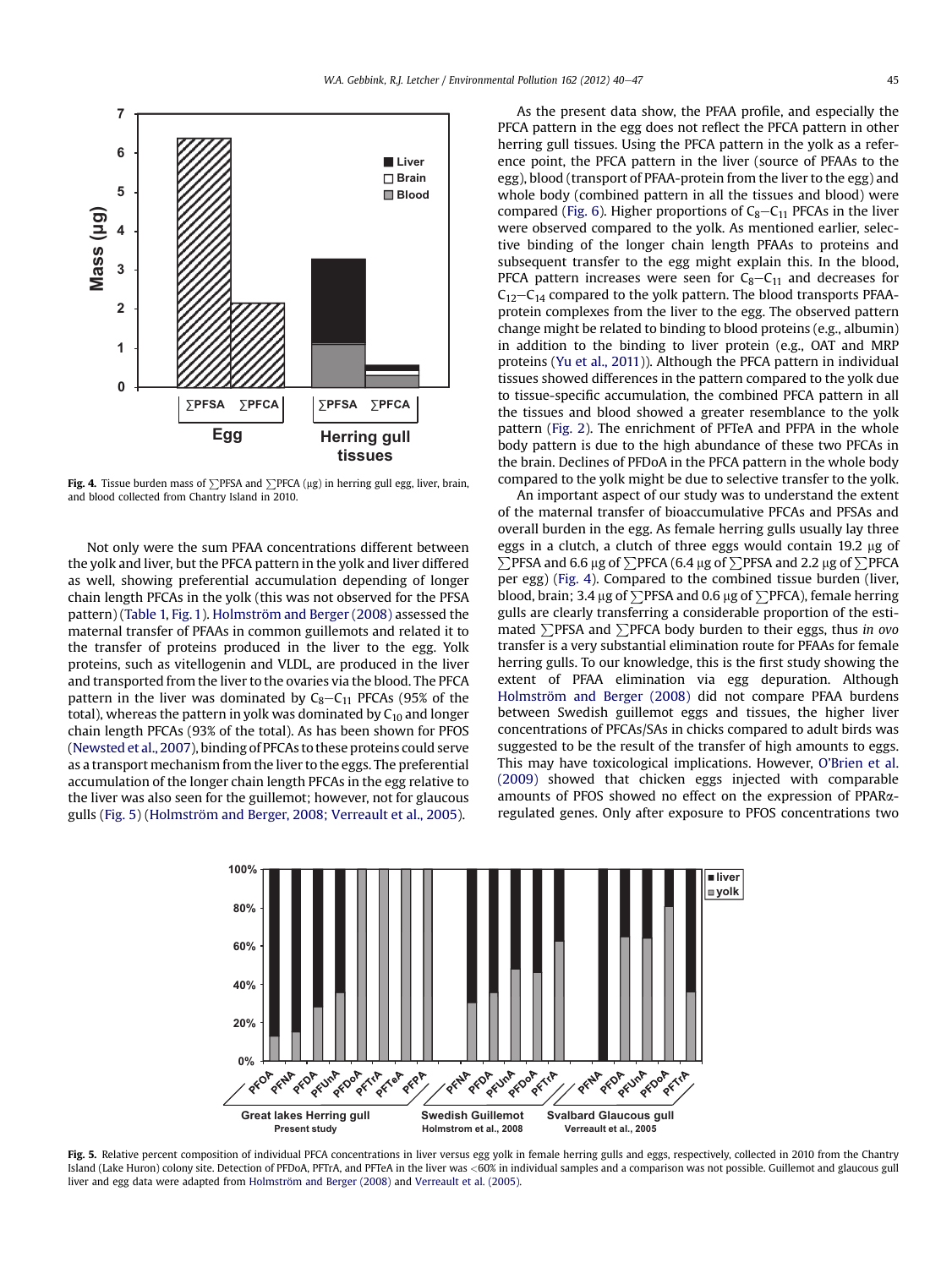Fig. 4. Tissue burden mass of ∑PFSA and ∑PFCA (μg) in herring gull egg, liver, brain, and blood collected from Chantry Island in 2010.

Not only were the sum PFAA concentrations different between the yolk and liver, but the PFCA pattern in the yolk and liver differed as well, showing preferential accumulation depending of longer chain length PFCAs in the yolk (this was not observed for the PFSA pattern) (Table 1, Fig. 1). Holmström and Berger (2008) assessed the maternal transfer of PFAAs in common guillemots and related it to the transfer of proteins produced in the liver to the egg. Yolk proteins, such as vitellogenin and VLDL, are produced in the liver and transported from the liver to the ovaries via the blood. The PFCA pattern in the liver was dominated by $C_8$–$C_{11}$ PFCAs (95% of the total), whereas the pattern in yolk was dominated by $C_{10}$ and longer chain length PFCAs (93% of the total). As has been shown for PFOS (Newsted et al., 2007), binding of PFCAs to these proteins could serve as a transport mechanism from the liver to the eggs. The preferential accumulation of the longer chain length PFCAs in the egg relative to the liver was also seen for the guillemot; however, not for glaucous gulls (Fig. 5) (Holmström and Berger, 2008; Verreault et al., 2005).

As the present data show, the PFAA profile, and especially the PFCA pattern in the egg does not reflect the PFCA pattern in other herring gull tissues. Using the PFCA pattern in the yolk as a reference point, the PFCA pattern in the liver (source of PFAAs to the egg), blood (transport of PFAA-protein from the liver to the egg) and whole body (combined pattern in all the tissues and blood) were compared (Fig. 6). Higher proportions of $C_8$–$C_{11}$ PFCAs in the liver were observed compared to the yolk. As mentioned earlier, selective binding of the longer chain length PFAAs to proteins and subsequent transfer to the egg might explain this. In the blood, PFCA pattern increases were seen for $C_8$–$C_{11}$ and decreases for $C_{12}$–$C_{14}$ compared to the yolk pattern. The blood transports PFAA-protein complexes from the liver to the egg. The observed pattern change might be related to binding to blood proteins (e.g., albumin) in addition to the binding to liver protein (e.g., OAT and MRP proteins (Yu et al., 2011)). Although the PFCA pattern in individual tissues showed differences in the pattern compared to the yolk due to tissue-specific accumulation, the combined PFCA pattern in all the tissues and blood showed a greater resemblance to the yolk pattern (Fig. 2). The enrichment of PFTeA and PFPA in the whole body pattern is due to the high abundance of these two PFCAs in the brain. Declines of PFDoA in the PFCA pattern in the whole body compared to the yolk might be due to selective transfer to the yolk.

An important aspect of our study was to understand the extent of the maternal transfer of bioaccumulative PFCAs and PFSAs and overall burden in the egg. As female herring gulls usually lay three eggs in a clutch, a clutch of three eggs would contain 19.2 μg of ∑PFSA and 6.6 μg of ∑PFCA (6.4 μg of ∑PFSA and 2.2 μg of ∑PFCA per egg) (Fig. 4). Compared to the combined tissue burden (liver, blood, brain; 3.4 μg of ∑PFSA and 0.6 μg of ∑PFCA), female herring gulls are clearly transferring a considerable proportion of the estimated ∑PFSA and ∑PFCA body burden to their eggs, thus *in ovo* transfer is a very substantial elimination route for PFAAs for female herring gulls. To our knowledge, this is the first study showing the extent of PFAA elimination via egg depuration. Although Holmström and Berger (2008) did not compare PFAA burdens between Swedish guillemot eggs and tissues, the higher liver concentrations of PFCAs/SAs in chicks compared to adult birds was suggested to be the result of the transfer of high amounts to eggs. This may have toxicological implications. However, O'Brien et al. (2009) showed that chicken eggs injected with comparable amounts of PFOS showed no effect on the expression of PPARα-regulated genes. Only after exposure to PFOS concentrations two

Fig. 5. Relative percent composition of individual PFCA concentrations in liver versus egg yolk in female herring gulls and eggs, respectively, collected in 2010 from the Chantry Island (Lake Huron) colony site. Detection of PFDoA, PFTrA, and PFTeA in the liver was <60% in individual samples and a comparison was not possible. Guillemot and glaucous gull liver and egg data were adapted from Holmström and Berger (2008) and Verreault et al. (2005).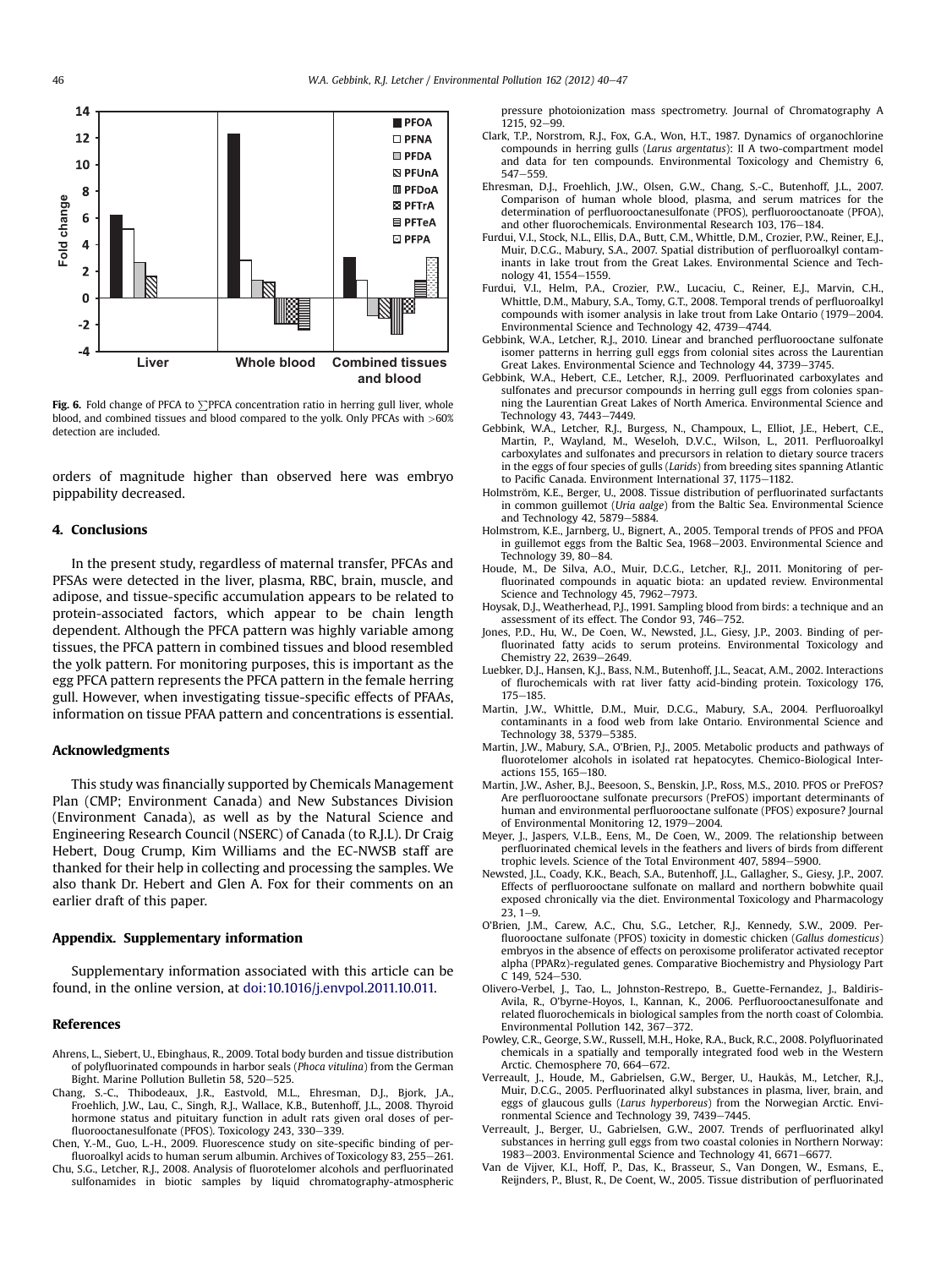Fig. 6. Fold change of PFCA to ∑PFCA concentration ratio in herring gull liver, whole blood, and combined tissues and blood compared to the yolk. Only PFCAs with >60% detection are included.

orders of magnitude higher than observed here was embryo pippability decreased.

## 4. Conclusions

In the present study, regardless of maternal transfer, PFCAs and PFSAs were detected in the liver, plasma, RBC, brain, muscle, and adipose, and tissue-specific accumulation appears to be related to protein-associated factors, which appear to be chain length dependent. Although the PFCA pattern was highly variable among tissues, the PFCA pattern in combined tissues and blood resembled the yolk pattern. For monitoring purposes, this is important as the egg PFCA pattern represents the PFCA pattern in the female herring gull. However, when investigating tissue-specific effects of PFAAs, information on tissue PFAA pattern and concentrations is essential.

## Acknowledgments

This study was financially supported by Chemicals Management Plan (CMP; Environment Canada) and New Substances Division (Environment Canada), as well as by the Natural Science and Engineering Research Council (NSERC) of Canada (to R.J.L). Dr Craig Hebert, Doug Crump, Kim Williams and the EC-NWSB staff are thanked for their help in collecting and processing the samples. We also thank Dr. Hebert and Glen A. Fox for their comments on an earlier draft of this paper.

## Appendix. Supplementary information

Supplementary information associated with this article can be found, in the online version, at doi:10.1016/j.envpol.2011.10.011.

## References

Ahrens, L., Siebert, U., Ebinghaus, R., 2009. Total body burden and tissue distribution of polyfluorinated compounds in harbor seals (*Phoca vitulina*) from the German Bight. Marine Pollution Bulletin 58, 520–525.

Chang, S.-C., Thibodeaux, J.R., Eastvold, M.L., Ehresman, D.J., Bjork, J.A., Froehlich, J.W., Lau, C., Singh, R.J., Wallace, K.B., Butenhoff, J.L., 2008. Thyroid hormone status and pituitary function in adult rats given oral doses of perfluorooctanesulfonate (PFOS). Toxicology 243, 330–339.

Chen, Y.-M., Guo, L.-H., 2009. Fluorescence study on site-specific binding of perfluoroalkyl acids to human serum albumin. Archives of Toxicology 83, 255–261.

Chu, S.G., Letcher, R.J., 2008. Analysis of fluorotelomer alcohols and perfluorinated sulfonamides in biotic samples by liquid chromatography-atmospheric pressure photoionization mass spectrometry. Journal of Chromatography A 1215, 92–99.

Clark, T.P., Norstrom, R.J., Fox, G.A., Won, H.T., 1987. Dynamics of organochlorine compounds in herring gulls (*Larus argentatus*): II A two-compartment model and data for ten compounds. Environmental Toxicology and Chemistry 6, 547–559.

Ehresman, D.J., Froehlich, J.W., Olsen, G.W., Chang, S.-C., Butenhoff, J.L., 2007. Comparison of human whole blood, plasma, and serum matrices for the determination of perfluorooctanesulfonate (PFOS), perfluorooctanoate (PFOA), and other fluorochemicals. Environmental Research 103, 176–184.

Furdui, V.I., Stock, N.L., Ellis, D.A., Butt, C.M., Whittle, D.M., Crozier, P.W., Reiner, E.J., Muir, D.C.G., Mabury, S.A., 2007. Spatial distribution of perfluoroalkyl contaminants in lake trout from the Great Lakes. Environmental Science and Technology 41, 1554–1559.

Furdui, V.I., Helm, P.A., Crozier, P.W., Lucaciu, C., Reiner, E.J., Marvin, C.H., Whittle, D.M., Mabury, S.A., Tomy, G.T., 2008. Temporal trends of perfluoroalkyl compounds with isomer analysis in lake trout from Lake Ontario (1979–2004). Environmental Science and Technology 42, 4739–4744.

Gebbink, W.A., Letcher, R.J., 2010. Linear and branched perfluorooctane sulfonate isomer patterns in herring gull eggs from colonial sites across the Laurentian Great Lakes. Environmental Science and Technology 44, 3739–3745.

Gebbink, W.A., Hebert, C.E., Letcher, R.J., 2009. Perfluorinated carboxylates and sulfonates and precursor compounds in herring gull eggs from colonies spanning the Laurentian Great Lakes of North America. Environmental Science and Technology 43, 7443–7449.

Gebbink, W.A., Letcher, R.J., Burgess, N., Champoux, L., Elliot, J.E., Hebert, C.E., Martin, P., Wayland, M., Weseloh, D.V.C., Wilson, L., 2011. Perfluoroalkyl carboxylates and sulfonates and precursors in relation to dietary source tracers in the eggs of four species of gulls (*Larids*) from breeding sites spanning Atlantic to Pacific Canada. Environment International 37, 1175–1182.

Holmström, K.E., Berger, U., 2008. Tissue distribution of perfluorinated surfactants in common guillemot (*Uria aalge*) from the Baltic Sea. Environmental Science and Technology 42, 5879–5884.

Holmstrom, K.E., Jarnberg, U., Bignert, A., 2005. Temporal trends of PFOS and PFOA in guillemot eggs from the Baltic Sea, 1968–2003. Environmental Science and Technology 39, 80–84.

Houde, M., De Silva, A.O., Muir, D.C.G., Letcher, R.J., 2011. Monitoring of perfluorinated compounds in aquatic biota: an updated review. Environmental Science and Technology 45, 7962–7973.

Hoysak, D.J., Weatherhead, P.J., 1991. Sampling blood from birds: a technique and an assessment of its effect. The Condor 93, 746–752.

Jones, P.D., Hu, W., De Coen, W., Newsted, J.L., Giesy, J.P., 2003. Binding of perfluorinated fatty acids to serum proteins. Environmental Toxicology and Chemistry 22, 2639–2649.

Luebker, D.J., Hansen, K.J., Bass, N.M., Butenhoff, J.L., Seacat, A.M., 2002. Interactions of flurochemicals with rat liver fatty acid-binding protein. Toxicology 176, 175–185.

Martin, J.W., Whittle, D.M., Muir, D.C.G., Mabury, S.A., 2004. Perfluoroalkyl contaminants in a food web from lake Ontario. Environmental Science and Technology 38, 5379–5385.

Martin, J.W., Mabury, S.A., O'Brien, P.J., 2005. Metabolic products and pathways of fluorotelomer alcohols in isolated rat hepatocytes. Chemico-Biological Interactions 155, 165–180.

Martin, J.W., Asher, B.J., Beesoon, S., Benskin, J.P., Ross, M.S., 2010. PFOS or PreFOS? Are perfluorooctane sulfonate precursors (PreFOS) important determinants of human and environmental perfluorooctane sulfonate (PFOS) exposure? Journal of Environmental Monitoring 12, 1979–2004.

Meyer, J., Jaspers, V.L.B., Eens, M., De Coen, W., 2009. The relationship between perfluorinated chemical levels in the feathers and livers of birds from different trophic levels. Science of the Total Environment 407, 5894–5900.

Newsted, J.L., Coady, K.K., Beach, S.A., Butenhoff, J.L., Gallagher, S., Giesy, J.P., 2007. Effects of perfluorooctane sulfonate on mallard and northern bobwhite quail exposed chronically via the diet. Environmental Toxicology and Pharmacology 23, 1–9.

O'Brien, J.M., Carew, A.C., Chu, S.G., Letcher, R.J., Kennedy, S.W., 2009. Perfluorooctane sulfonate (PFOS) toxicity in domestic chicken (*Gallus domesticus*) embryos in the absence of effects on peroxisome proliferator activated receptor alpha (PPARα)-regulated genes. Comparative Biochemistry and Physiology Part C 149, 524–530.

Olivero-Verbel, J., Tao, L., Johnston-Restrepo, B., Guette-Fernandez, J., Baldiris-Avila, R., O'byrne-Hoyos, I., Kannan, K., 2006. Perfluorooctanesulfonate and related fluorochemicals in biological samples from the north coast of Colombia. Environmental Pollution 142, 367–372.

Powley, C.R., George, S.W., Russell, M.H., Hoke, R.A., Buck, R.C., 2008. Polyfluorinated chemicals in a spatially and temporally integrated food web in the Western Arctic. Chemosphere 70, 664–672.

Verreault, J., Houde, M., Gabrielsen, G.W., Berger, U., Haukås, M., Letcher, R.J., Muir, D.C.G., 2005. Perfluorinated alkyl substances in plasma, liver, brain, and eggs of glaucous gulls (*Larus hyperboreus*) from the Norwegian Arctic. Environmental Science and Technology 39, 7439–7445.

Verreault, J., Berger, U., Gabrielsen, G.W., 2007. Trends of perfluorinated alkyl substances in herring gull eggs from two coastal colonies in Northern Norway: 1983–2003. Environmental Science and Technology 41, 6671–6677.

Van de Vijver, K.I., Hoff, P., Das, K., Brasseur, S., Van Dongen, W., Esmans, E., Reijnders, P., Blust, R., De Coent, W., 2005. Tissue distribution of perfluorinated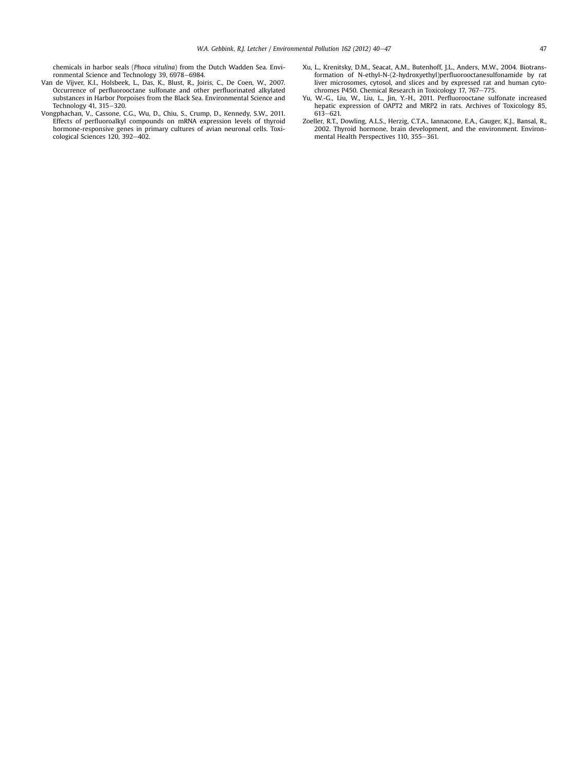chemicals in harbor seals (*Phoca vitulina*) from the Dutch Wadden Sea. Environmental Science and Technology 39, 6978–6984.

Van de Vijver, K.I., Holsbeek, L., Das, K., Blust, R., Joiris, C., De Coen, W., 2007. Occurrence of perfluorooctane sulfonate and other perfluorinated alkylated substances in Harbor Porpoises from the Black Sea. Environmental Science and Technology 41, 315–320.

Vongphachan, V., Cassone, C.G., Wu, D., Chiu, S., Crump, D., Kennedy, S.W., 2011. Effects of perfluoroalkyl compounds on mRNA expression levels of thyroid hormone-responsive genes in primary cultures of avian neuronal cells. Toxicological Sciences 120, 392–402.

Xu, L., Krenitsky, D.M., Seacat, A.M., Butenhoff, J.L., Anders, M.W., 2004. Biotransformation of N-ethyl-N-(2-hydroxyethyl)perfluorooctanesulfonamide by rat liver microsomes, cytosol, and slices and by expressed rat and human cytochromes P450. Chemical Research in Toxicology 17, 767–775.

Yu, W.-G., Liu, W., Liu, L., Jin, Y.-H., 2011. Perfluorooctane sulfonate increased hepatic expression of OAPT2 and MRP2 in rats. Archives of Toxicology 85, 613–621.

Zoeller, R.T., Dowling, A.L.S., Herzig, C.T.A., Iannacone, E.A., Gauger, K.J., Bansal, R., 2002. Thyroid hormone, brain development, and the environment. Environmental Health Perspectives 110, 355–361.